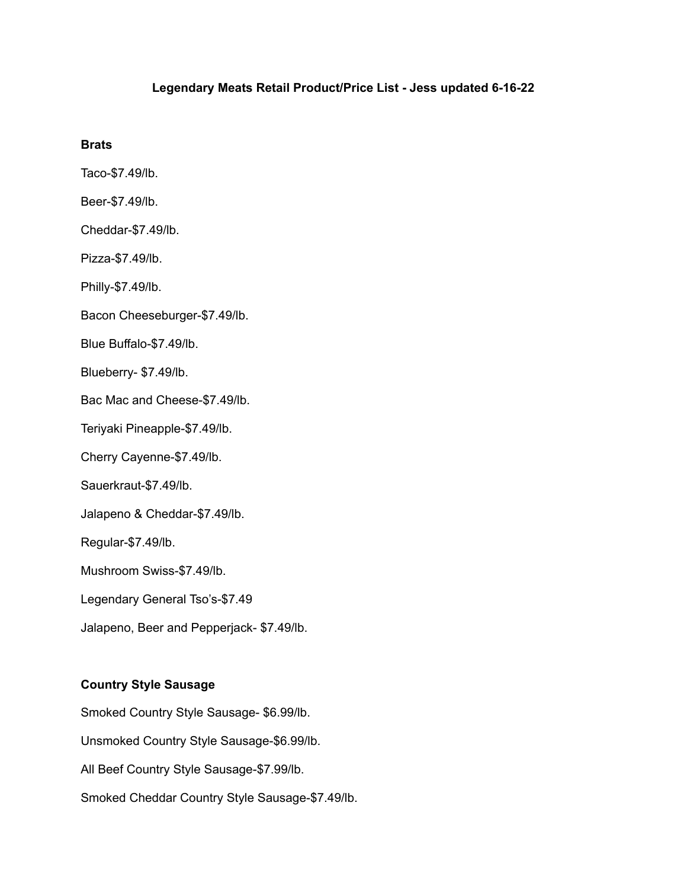# Legendary Meats Retail Product/Price List - Jess updated 6-16-22

## Brats

Taco-$7.49/lb.

Beer-$7.49/lb.

Cheddar-$7.49/lb.

Pizza-$7.49/lb.

Philly-$7.49/lb.

Bacon Cheeseburger-$7.49/lb.

Blue Buffalo-$7.49/lb.

Blueberry- $7.49/lb.

Bac Mac and Cheese-$7.49/lb.

Teriyaki Pineapple-$7.49/lb.

Cherry Cayenne-$7.49/lb.

Sauerkraut-$7.49/lb.

Jalapeno & Cheddar-$7.49/lb.

Regular-$7.49/lb.

Mushroom Swiss-$7.49/lb.

Legendary General Tso's-$7.49

Jalapeno, Beer and Pepperjack- $7.49/lb.

## Country Style Sausage

Smoked Country Style Sausage- $6.99/lb.

Unsmoked Country Style Sausage-$6.99/lb.

All Beef Country Style Sausage-$7.99/lb.

Smoked Cheddar Country Style Sausage-$7.49/lb.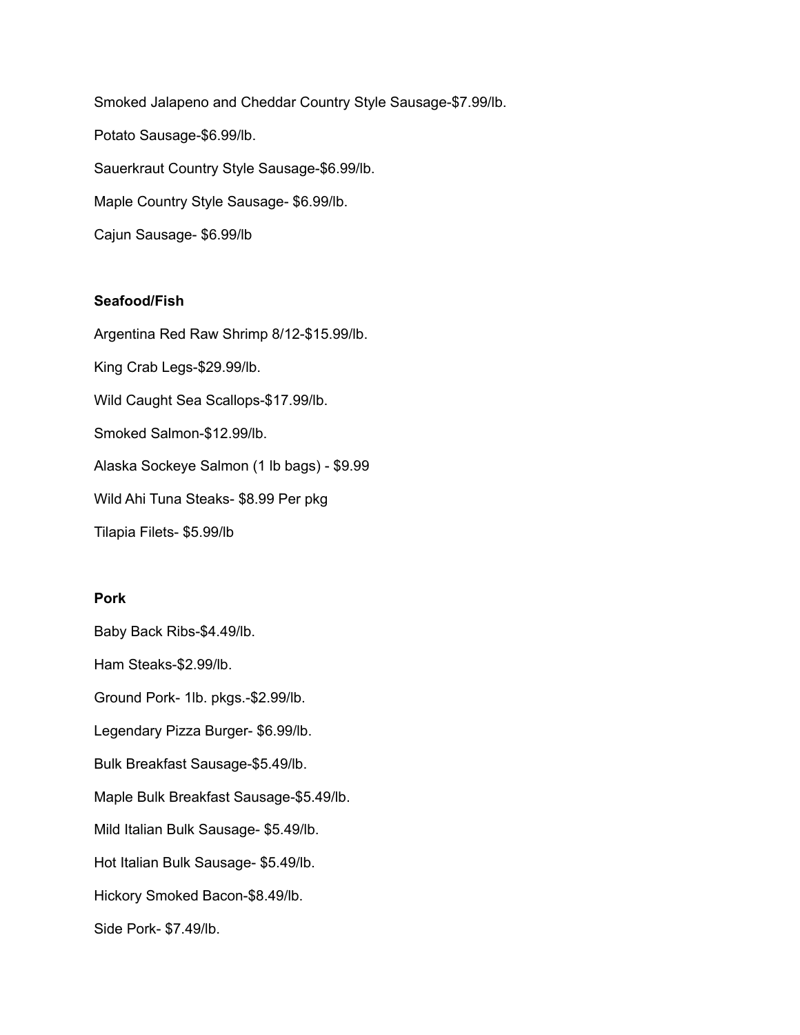Smoked Jalapeno and Cheddar Country Style Sausage-$7.99/lb.

Potato Sausage-$6.99/lb.

Sauerkraut Country Style Sausage-$6.99/lb.

Maple Country Style Sausage- $6.99/lb.

Cajun Sausage- $6.99/lb

**Seafood/Fish**

Argentina Red Raw Shrimp 8/12-$15.99/lb.

King Crab Legs-$29.99/lb.

Wild Caught Sea Scallops-$17.99/lb.

Smoked Salmon-$12.99/lb.

Alaska Sockeye Salmon (1 lb bags) - $9.99

Wild Ahi Tuna Steaks- $8.99 Per pkg

Tilapia Filets- $5.99/lb

**Pork**

Baby Back Ribs-$4.49/lb.

Ham Steaks-$2.99/lb.

Ground Pork- 1lb. pkgs.-$2.99/lb.

Legendary Pizza Burger- $6.99/lb.

Bulk Breakfast Sausage-$5.49/lb.

Maple Bulk Breakfast Sausage-$5.49/lb.

Mild Italian Bulk Sausage- $5.49/lb.

Hot Italian Bulk Sausage- $5.49/lb.

Hickory Smoked Bacon-$8.49/lb.

Side Pork- $7.49/lb.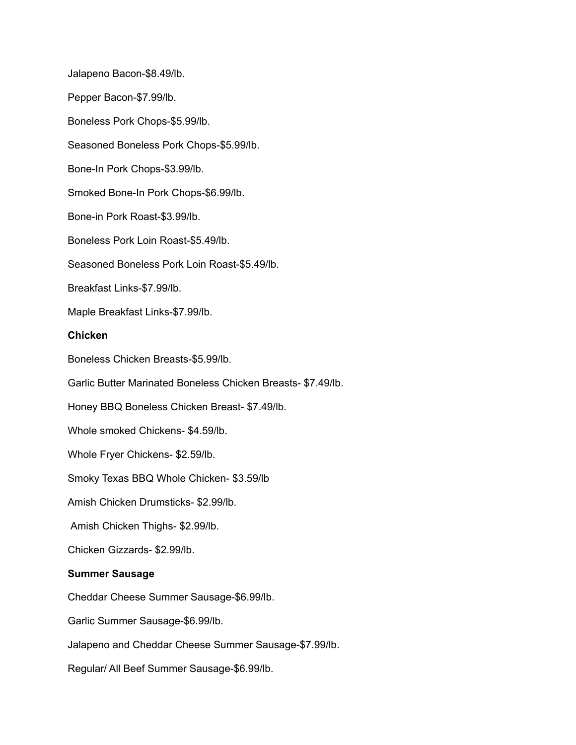Jalapeno Bacon-$8.49/lb.

Pepper Bacon-$7.99/lb.

Boneless Pork Chops-$5.99/lb.

Seasoned Boneless Pork Chops-$5.99/lb.

Bone-In Pork Chops-$3.99/lb.

Smoked Bone-In Pork Chops-$6.99/lb.

Bone-in Pork Roast-$3.99/lb.

Boneless Pork Loin Roast-$5.49/lb.

Seasoned Boneless Pork Loin Roast-$5.49/lb.

Breakfast Links-$7.99/lb.

Maple Breakfast Links-$7.99/lb.

**Chicken**

Boneless Chicken Breasts-$5.99/lb.

Garlic Butter Marinated Boneless Chicken Breasts- $7.49/lb.

Honey BBQ Boneless Chicken Breast- $7.49/lb.

Whole smoked Chickens- $4.59/lb.

Whole Fryer Chickens- $2.59/lb.

Smoky Texas BBQ Whole Chicken- $3.59/lb

Amish Chicken Drumsticks- $2.99/lb.

Amish Chicken Thighs- $2.99/lb.

Chicken Gizzards- $2.99/lb.

**Summer Sausage**

Cheddar Cheese Summer Sausage-$6.99/lb.

Garlic Summer Sausage-$6.99/lb.

Jalapeno and Cheddar Cheese Summer Sausage-$7.99/lb.

Regular/ All Beef Summer Sausage-$6.99/lb.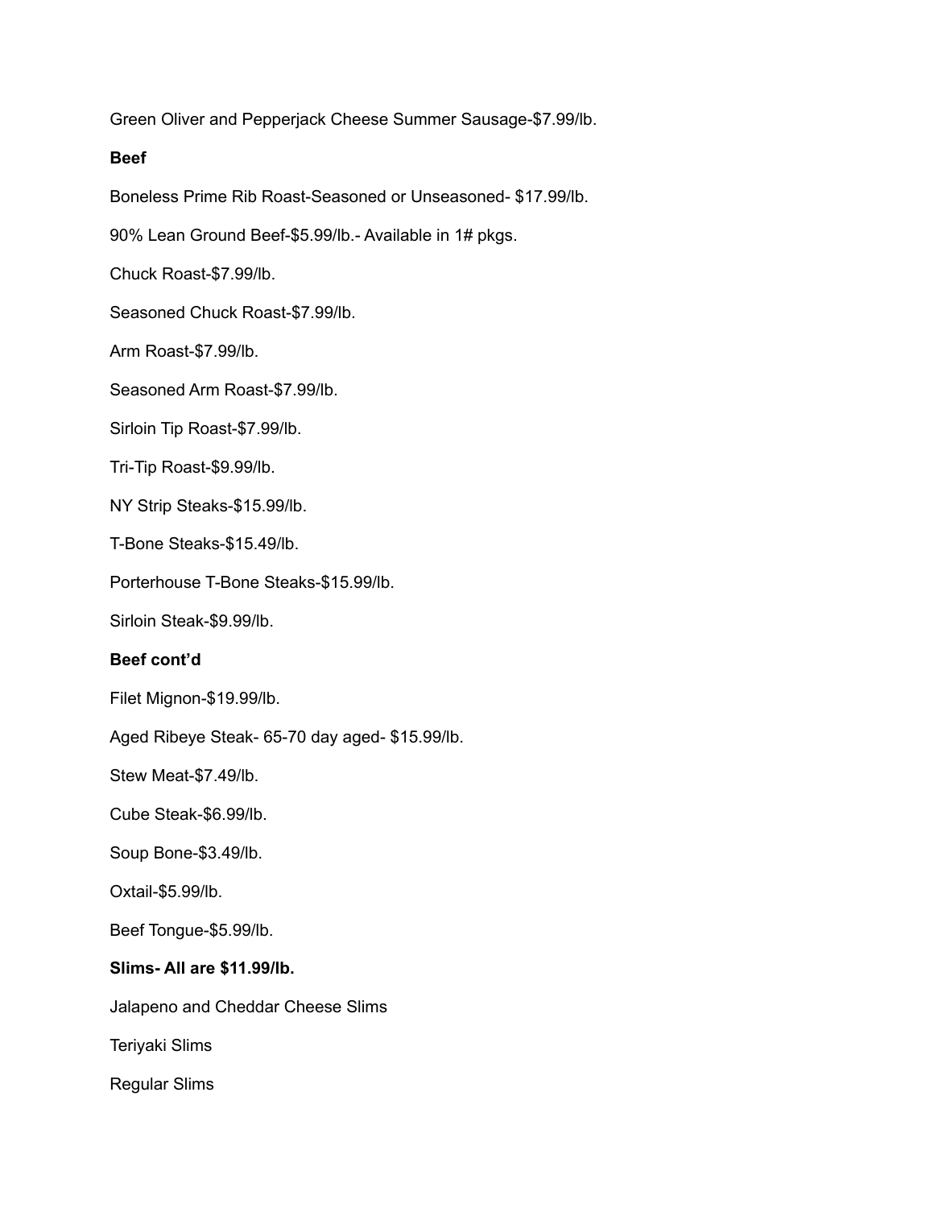Green Oliver and Pepperjack Cheese Summer Sausage-$7.99/lb.

**Beef**

Boneless Prime Rib Roast-Seasoned or Unseasoned- $17.99/lb.

90% Lean Ground Beef-$5.99/lb.- Available in 1# pkgs.

Chuck Roast-$7.99/lb.

Seasoned Chuck Roast-$7.99/lb.

Arm Roast-$7.99/lb.

Seasoned Arm Roast-$7.99/lb.

Sirloin Tip Roast-$7.99/lb.

Tri-Tip Roast-$9.99/lb.

NY Strip Steaks-$15.99/lb.

T-Bone Steaks-$15.49/lb.

Porterhouse T-Bone Steaks-$15.99/lb.

Sirloin Steak-$9.99/lb.

**Beef cont'd**

Filet Mignon-$19.99/lb.

Aged Ribeye Steak- 65-70 day aged- $15.99/lb.

Stew Meat-$7.49/lb.

Cube Steak-$6.99/lb.

Soup Bone-$3.49/lb.

Oxtail-$5.99/lb.

Beef Tongue-$5.99/lb.

**Slims- All are $11.99/lb.**

Jalapeno and Cheddar Cheese Slims

Teriyaki Slims

Regular Slims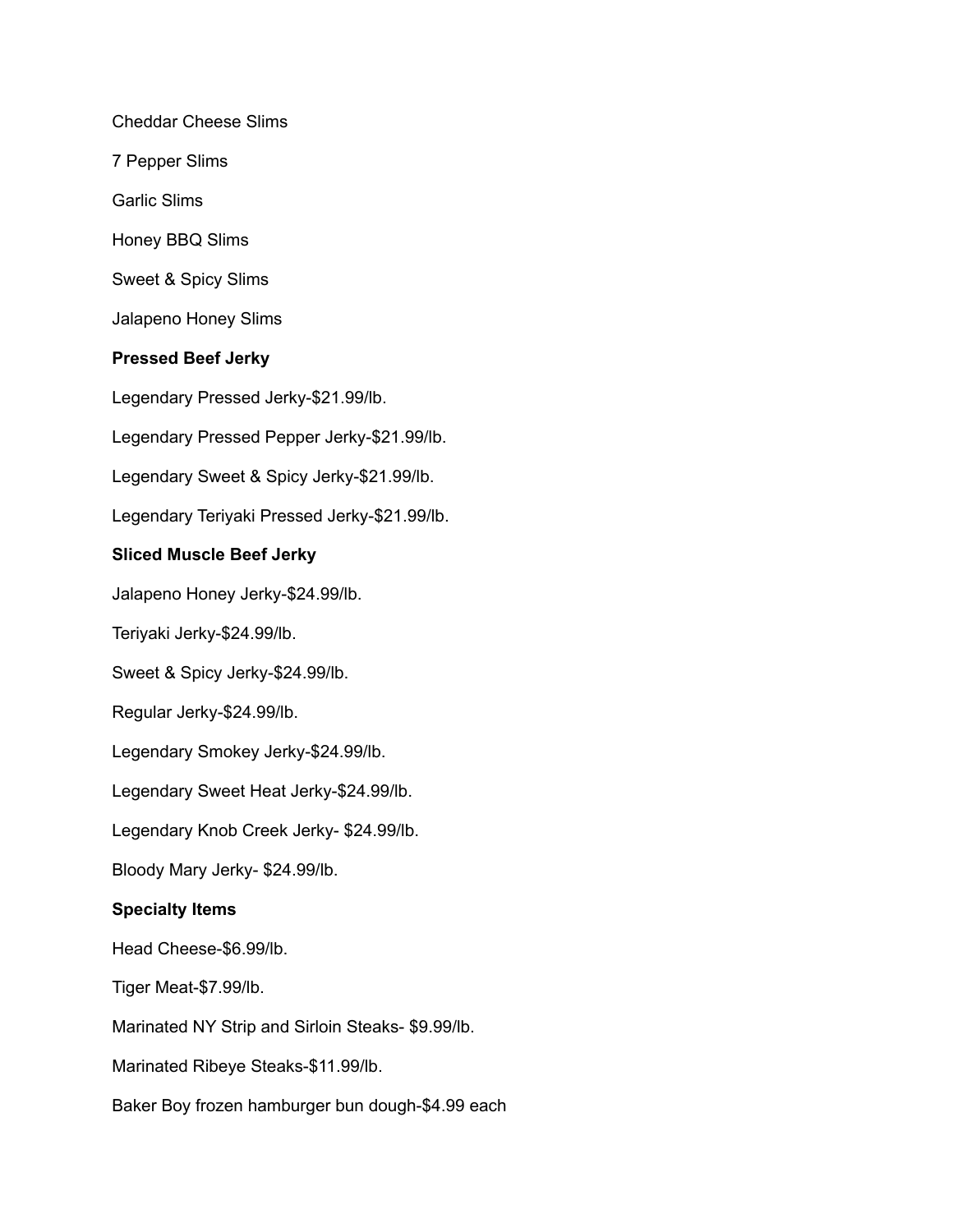Cheddar Cheese Slims

7 Pepper Slims

Garlic Slims

Honey BBQ Slims

Sweet & Spicy Slims

Jalapeno Honey Slims

**Pressed Beef Jerky**

Legendary Pressed Jerky-$21.99/lb.

Legendary Pressed Pepper Jerky-$21.99/lb.

Legendary Sweet & Spicy Jerky-$21.99/lb.

Legendary Teriyaki Pressed Jerky-$21.99/lb.

**Sliced Muscle Beef Jerky**

Jalapeno Honey Jerky-$24.99/lb.

Teriyaki Jerky-$24.99/lb.

Sweet & Spicy Jerky-$24.99/lb.

Regular Jerky-$24.99/lb.

Legendary Smokey Jerky-$24.99/lb.

Legendary Sweet Heat Jerky-$24.99/lb.

Legendary Knob Creek Jerky- $24.99/lb.

Bloody Mary Jerky- $24.99/lb.

**Specialty Items**

Head Cheese-$6.99/lb.

Tiger Meat-$7.99/lb.

Marinated NY Strip and Sirloin Steaks- $9.99/lb.

Marinated Ribeye Steaks-$11.99/lb.

Baker Boy frozen hamburger bun dough-$4.99 each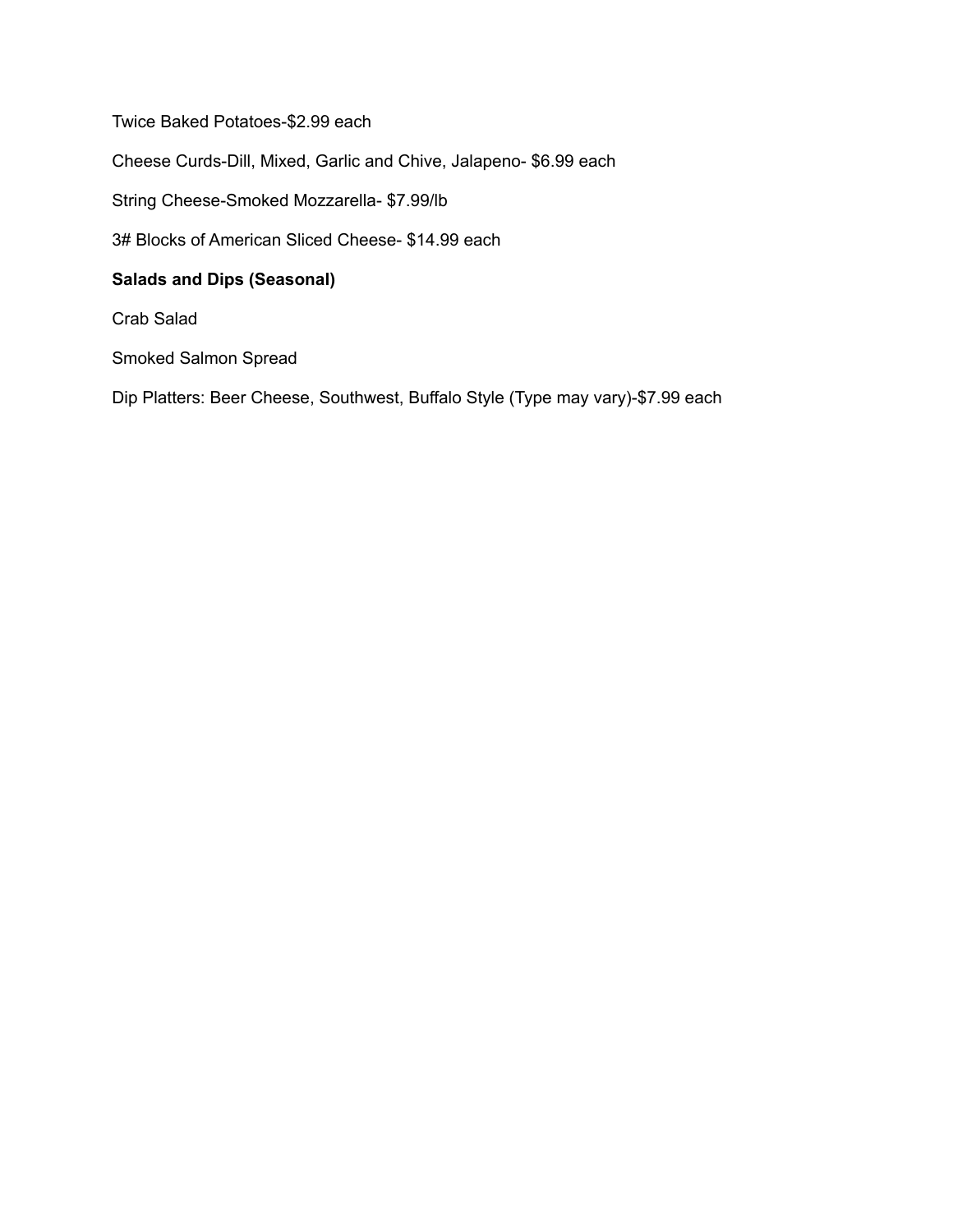Twice Baked Potatoes-$2.99 each

Cheese Curds-Dill, Mixed, Garlic and Chive, Jalapeno- $6.99 each

String Cheese-Smoked Mozzarella- $7.99/lb

3# Blocks of American Sliced Cheese- $14.99 each

**Salads and Dips (Seasonal)**

Crab Salad

Smoked Salmon Spread

Dip Platters: Beer Cheese, Southwest, Buffalo Style (Type may vary)-$7.99 each